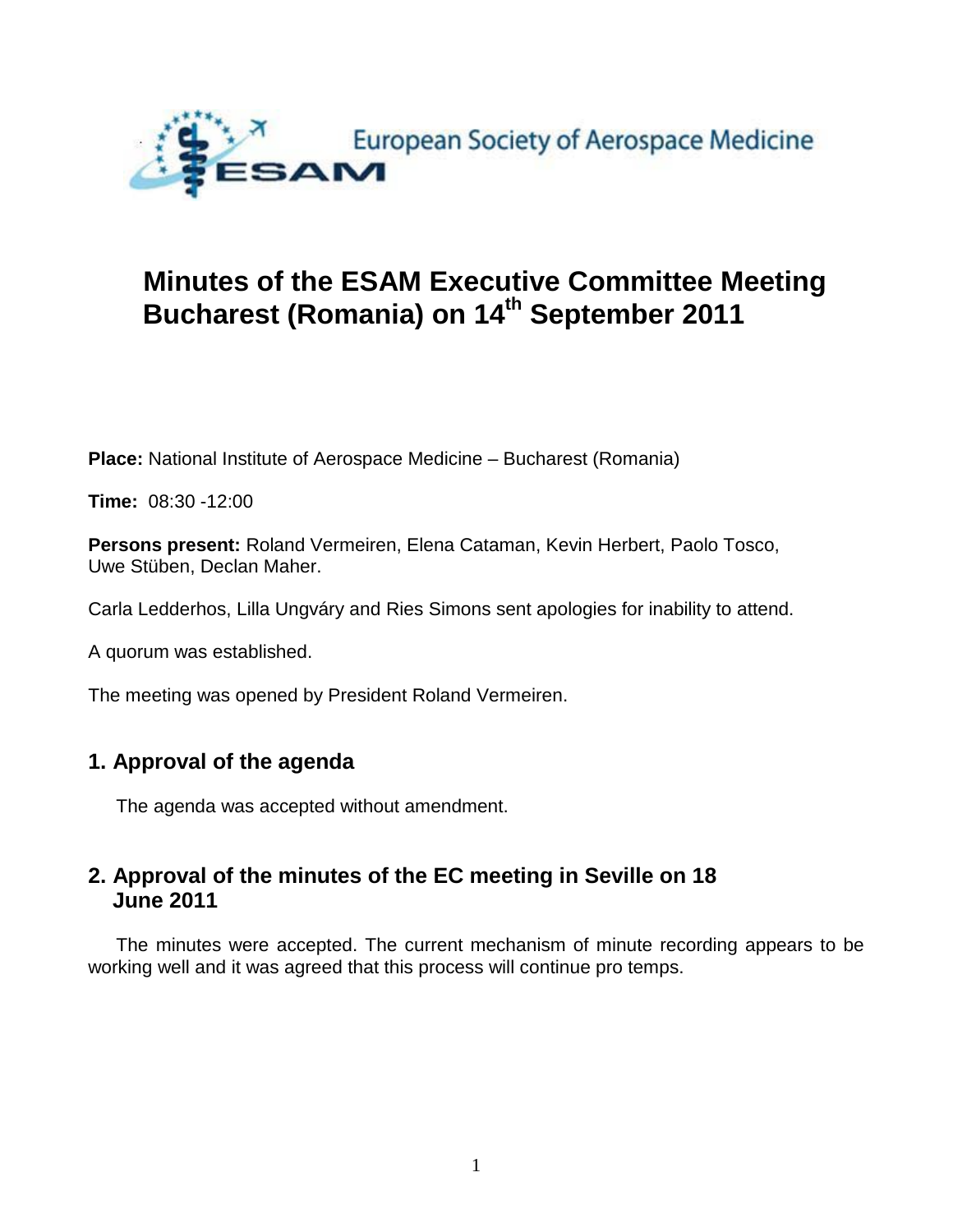European Society of Aerospace Medicine

ESAM

# Minutes of the ESAM Executive Committee Meeting Bucharest (Romania) on 14th September 2011

**Place:** National Institute of Aerospace Medicine – Bucharest (Romania)

**Time:** 08:30 -12:00

**Persons present:** Roland Vermeiren, Elena Cataman, Kevin Herbert, Paolo Tosco, Uwe Stüben, Declan Maher.

Carla Ledderhos, Lilla Ungváry and Ries Simons sent apologies for inability to attend.

A quorum was established.

The meeting was opened by President Roland Vermeiren.

## 1. Approval of the agenda

The agenda was accepted without amendment.

## 2. Approval of the minutes of the EC meeting in Seville on 18 June 2011

The minutes were accepted. The current mechanism of minute recording appears to be working well and it was agreed that this process will continue pro temps.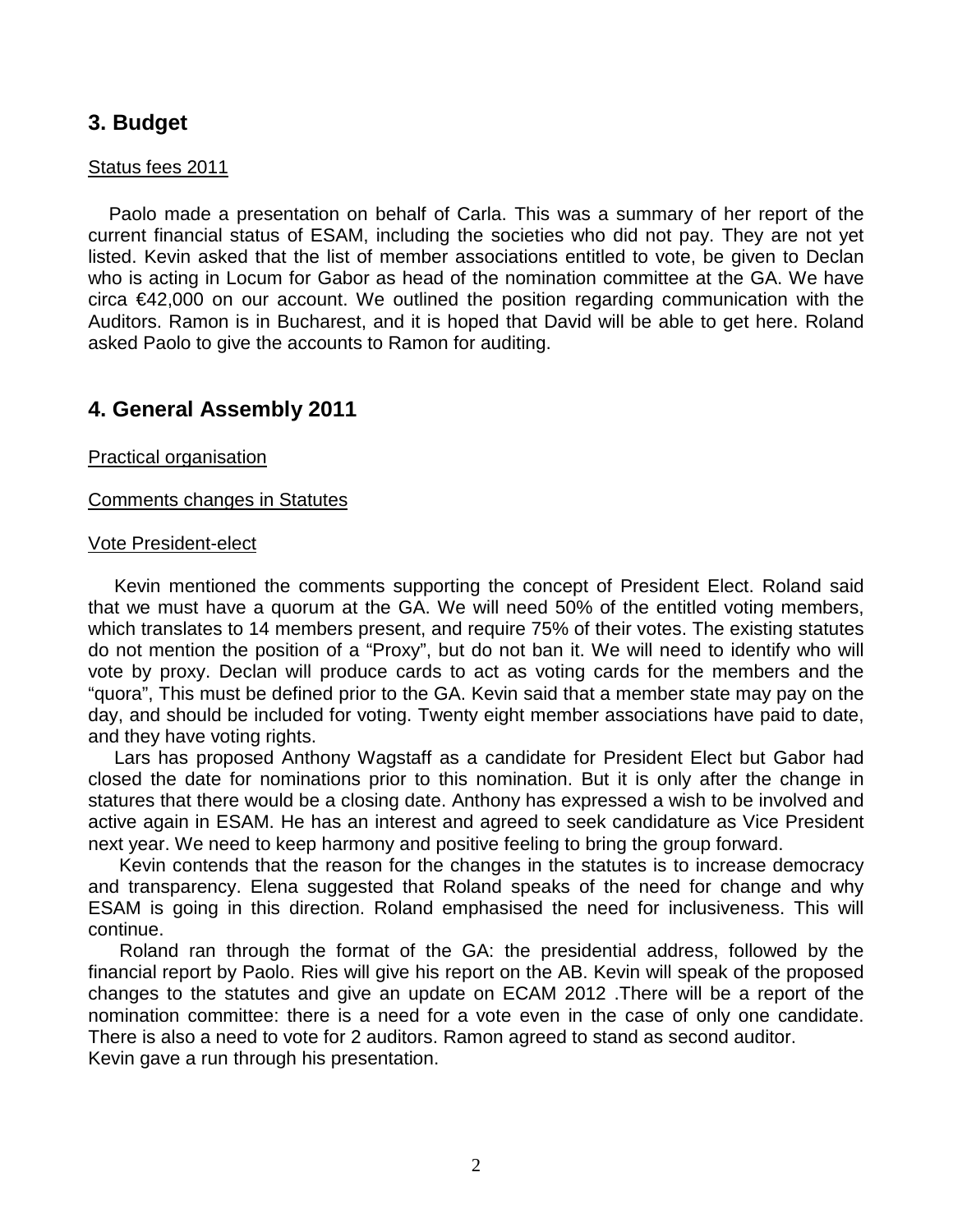## 3. Budget

Status fees 2011

Paolo made a presentation on behalf of Carla. This was a summary of her report of the current financial status of ESAM, including the societies who did not pay. They are not yet listed. Kevin asked that the list of member associations entitled to vote, be given to Declan who is acting in Locum for Gabor as head of the nomination committee at the GA. We have circa €42,000 on our account. We outlined the position regarding communication with the Auditors. Ramon is in Bucharest, and it is hoped that David will be able to get here. Roland asked Paolo to give the accounts to Ramon for auditing.

## 4. General Assembly 2011

Practical organisation

Comments changes in Statutes

Vote President-elect

Kevin mentioned the comments supporting the concept of President Elect. Roland said that we must have a quorum at the GA. We will need 50% of the entitled voting members, which translates to 14 members present, and require 75% of their votes. The existing statutes do not mention the position of a "Proxy", but do not ban it. We will need to identify who will vote by proxy. Declan will produce cards to act as voting cards for the members and the "quora", This must be defined prior to the GA. Kevin said that a member state may pay on the day, and should be included for voting. Twenty eight member associations have paid to date, and they have voting rights.

Lars has proposed Anthony Wagstaff as a candidate for President Elect but Gabor had closed the date for nominations prior to this nomination. But it is only after the change in statures that there would be a closing date. Anthony has expressed a wish to be involved and active again in ESAM. He has an interest and agreed to seek candidature as Vice President next year. We need to keep harmony and positive feeling to bring the group forward.

Kevin contends that the reason for the changes in the statutes is to increase democracy and transparency. Elena suggested that Roland speaks of the need for change and why ESAM is going in this direction. Roland emphasised the need for inclusiveness. This will continue.

Roland ran through the format of the GA: the presidential address, followed by the financial report by Paolo. Ries will give his report on the AB. Kevin will speak of the proposed changes to the statutes and give an update on ECAM 2012 .There will be a report of the nomination committee: there is a need for a vote even in the case of only one candidate. There is also a need to vote for 2 auditors. Ramon agreed to stand as second auditor.
Kevin gave a run through his presentation.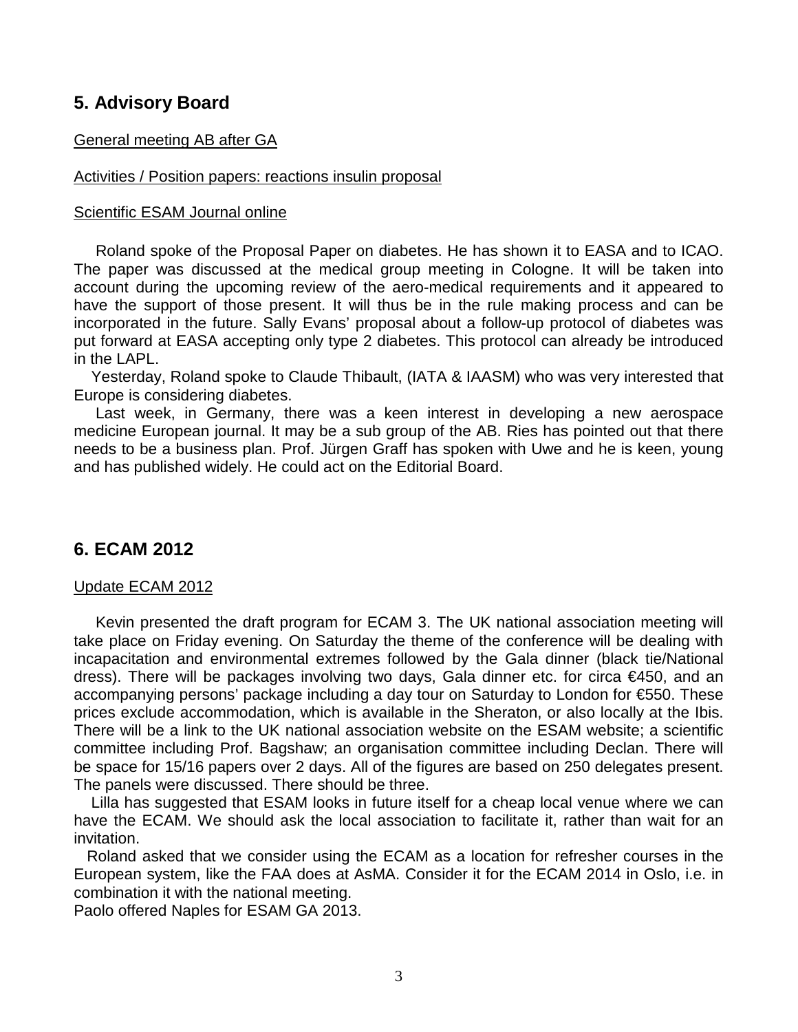## 5. Advisory Board

General meeting AB after GA

Activities / Position papers: reactions insulin proposal

Scientific ESAM Journal online

Roland spoke of the Proposal Paper on diabetes. He has shown it to EASA and to ICAO. The paper was discussed at the medical group meeting in Cologne. It will be taken into account during the upcoming review of the aero-medical requirements and it appeared to have the support of those present. It will thus be in the rule making process and can be incorporated in the future. Sally Evans' proposal about a follow-up protocol of diabetes was put forward at EASA accepting only type 2 diabetes. This protocol can already be introduced in the LAPL.

Yesterday, Roland spoke to Claude Thibault, (IATA & IAASM) who was very interested that Europe is considering diabetes.

Last week, in Germany, there was a keen interest in developing a new aerospace medicine European journal. It may be a sub group of the AB. Ries has pointed out that there needs to be a business plan. Prof. Jürgen Graff has spoken with Uwe and he is keen, young and has published widely. He could act on the Editorial Board.

## 6. ECAM 2012

Update ECAM 2012

Kevin presented the draft program for ECAM 3. The UK national association meeting will take place on Friday evening. On Saturday the theme of the conference will be dealing with incapacitation and environmental extremes followed by the Gala dinner (black tie/National dress). There will be packages involving two days, Gala dinner etc. for circa €450, and an accompanying persons' package including a day tour on Saturday to London for €550. These prices exclude accommodation, which is available in the Sheraton, or also locally at the Ibis. There will be a link to the UK national association website on the ESAM website; a scientific committee including Prof. Bagshaw; an organisation committee including Declan. There will be space for 15/16 papers over 2 days. All of the figures are based on 250 delegates present. The panels were discussed. There should be three.

Lilla has suggested that ESAM looks in future itself for a cheap local venue where we can have the ECAM. We should ask the local association to facilitate it, rather than wait for an invitation.

Roland asked that we consider using the ECAM as a location for refresher courses in the European system, like the FAA does at AsMA. Consider it for the ECAM 2014 in Oslo, i.e. in combination it with the national meeting.

Paolo offered Naples for ESAM GA 2013.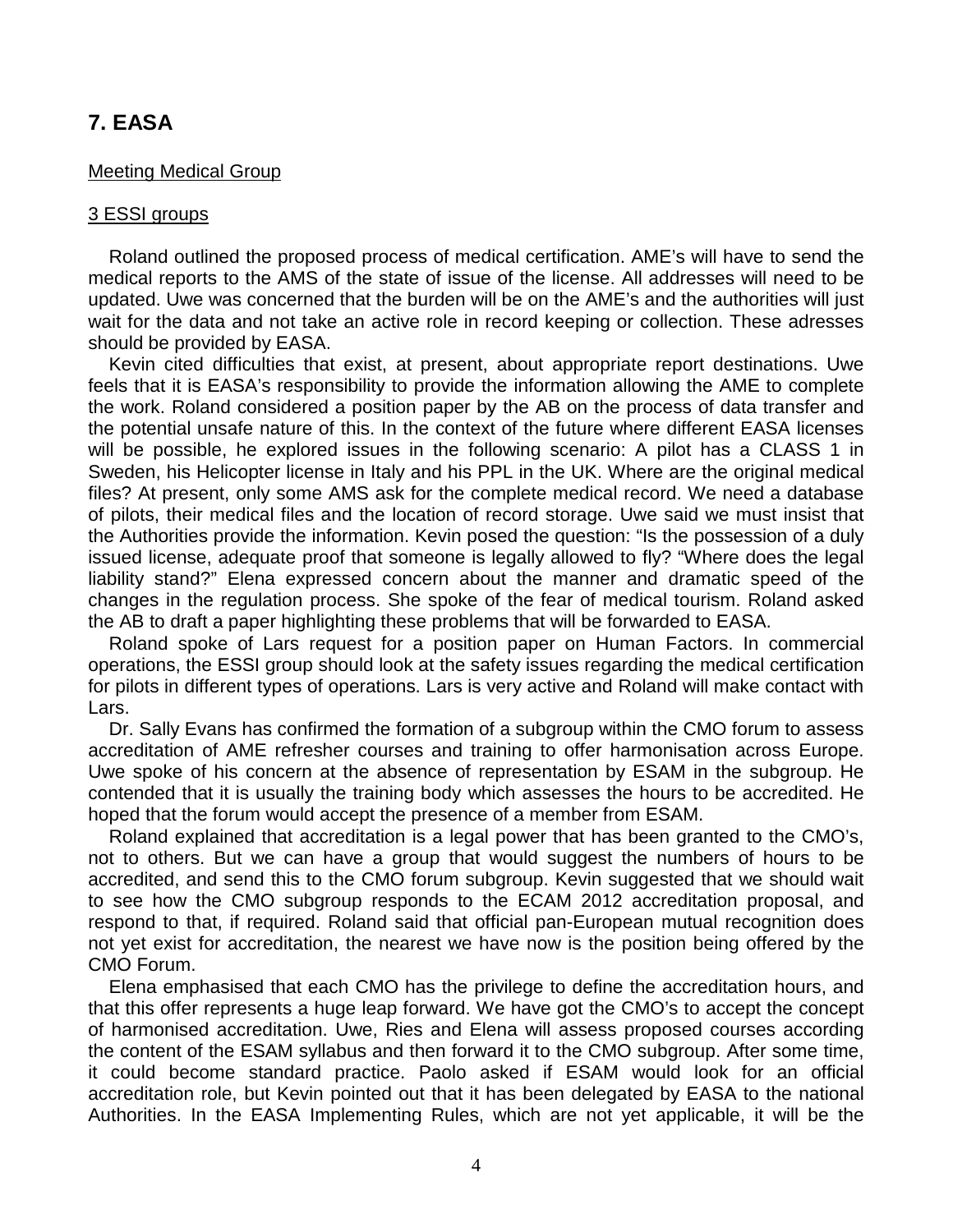## 7. EASA

Meeting Medical Group

3 ESSI groups

Roland outlined the proposed process of medical certification. AME's will have to send the medical reports to the AMS of the state of issue of the license. All addresses will need to be updated. Uwe was concerned that the burden will be on the AME's and the authorities will just wait for the data and not take an active role in record keeping or collection. These adresses should be provided by EASA.

Kevin cited difficulties that exist, at present, about appropriate report destinations. Uwe feels that it is EASA's responsibility to provide the information allowing the AME to complete the work. Roland considered a position paper by the AB on the process of data transfer and the potential unsafe nature of this. In the context of the future where different EASA licenses will be possible, he explored issues in the following scenario: A pilot has a CLASS 1 in Sweden, his Helicopter license in Italy and his PPL in the UK. Where are the original medical files? At present, only some AMS ask for the complete medical record. We need a database of pilots, their medical files and the location of record storage. Uwe said we must insist that the Authorities provide the information. Kevin posed the question: "Is the possession of a duly issued license, adequate proof that someone is legally allowed to fly? "Where does the legal liability stand?" Elena expressed concern about the manner and dramatic speed of the changes in the regulation process. She spoke of the fear of medical tourism. Roland asked the AB to draft a paper highlighting these problems that will be forwarded to EASA.

Roland spoke of Lars request for a position paper on Human Factors. In commercial operations, the ESSI group should look at the safety issues regarding the medical certification for pilots in different types of operations. Lars is very active and Roland will make contact with Lars.

Dr. Sally Evans has confirmed the formation of a subgroup within the CMO forum to assess accreditation of AME refresher courses and training to offer harmonisation across Europe. Uwe spoke of his concern at the absence of representation by ESAM in the subgroup. He contended that it is usually the training body which assesses the hours to be accredited. He hoped that the forum would accept the presence of a member from ESAM.

Roland explained that accreditation is a legal power that has been granted to the CMO's, not to others. But we can have a group that would suggest the numbers of hours to be accredited, and send this to the CMO forum subgroup. Kevin suggested that we should wait to see how the CMO subgroup responds to the ECAM 2012 accreditation proposal, and respond to that, if required. Roland said that official pan-European mutual recognition does not yet exist for accreditation, the nearest we have now is the position being offered by the CMO Forum.

Elena emphasised that each CMO has the privilege to define the accreditation hours, and that this offer represents a huge leap forward. We have got the CMO's to accept the concept of harmonised accreditation. Uwe, Ries and Elena will assess proposed courses according the content of the ESAM syllabus and then forward it to the CMO subgroup. After some time, it could become standard practice. Paolo asked if ESAM would look for an official accreditation role, but Kevin pointed out that it has been delegated by EASA to the national Authorities. In the EASA Implementing Rules, which are not yet applicable, it will be the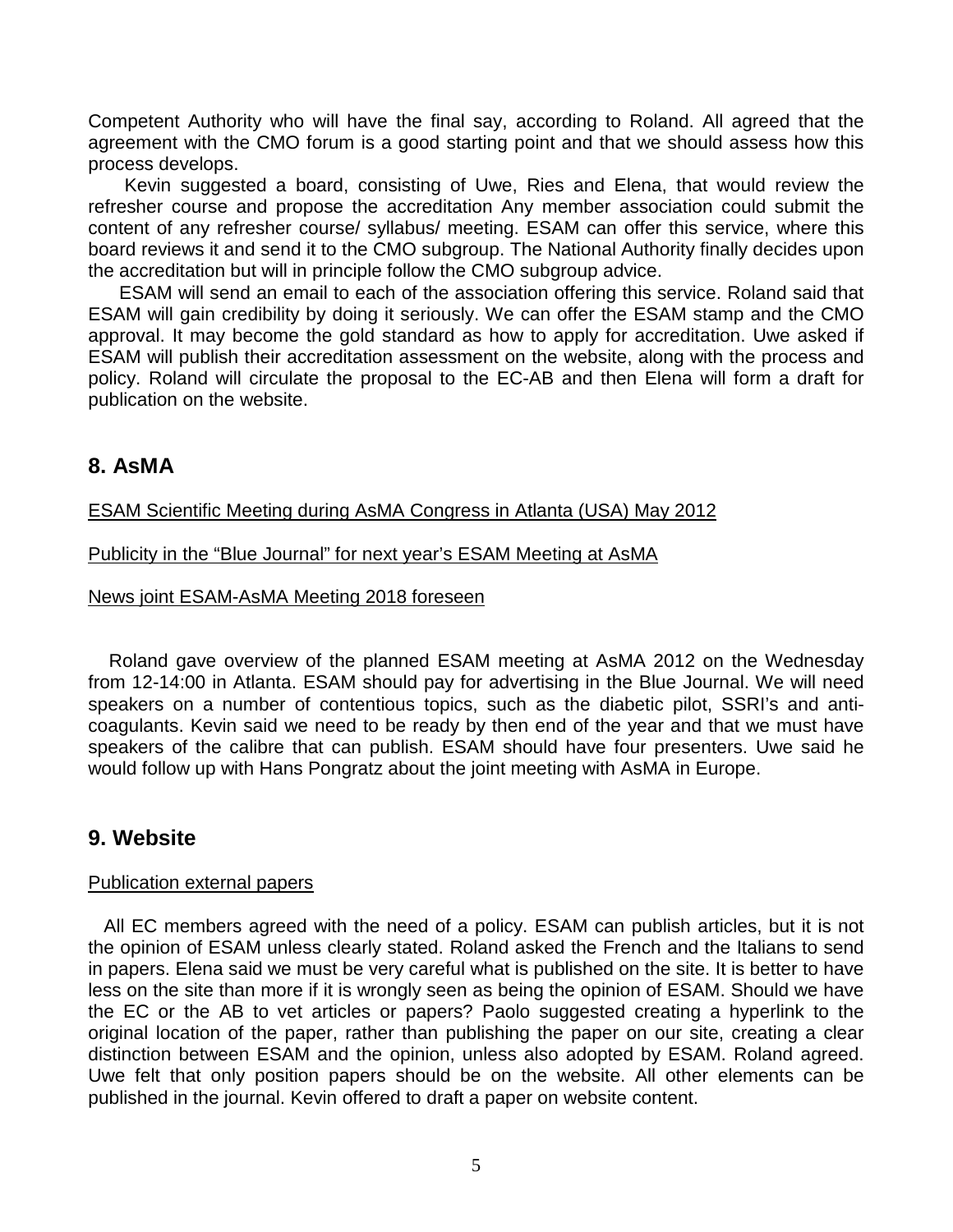Competent Authority who will have the final say, according to Roland. All agreed that the agreement with the CMO forum is a good starting point and that we should assess how this process develops.

Kevin suggested a board, consisting of Uwe, Ries and Elena, that would review the refresher course and propose the accreditation Any member association could submit the content of any refresher course/ syllabus/ meeting. ESAM can offer this service, where this board reviews it and send it to the CMO subgroup. The National Authority finally decides upon the accreditation but will in principle follow the CMO subgroup advice.

ESAM will send an email to each of the association offering this service. Roland said that ESAM will gain credibility by doing it seriously. We can offer the ESAM stamp and the CMO approval. It may become the gold standard as how to apply for accreditation. Uwe asked if ESAM will publish their accreditation assessment on the website, along with the process and policy. Roland will circulate the proposal to the EC-AB and then Elena will form a draft for publication on the website.

## 8. AsMA

<u>ESAM Scientific Meeting during AsMA Congress in Atlanta (USA) May 2012</u>

<u>Publicity in the "Blue Journal" for next year's ESAM Meeting at AsMA</u>

<u>News joint ESAM-AsMA Meeting 2018 foreseen</u>

Roland gave overview of the planned ESAM meeting at AsMA 2012 on the Wednesday from 12-14:00 in Atlanta. ESAM should pay for advertising in the Blue Journal. We will need speakers on a number of contentious topics, such as the diabetic pilot, SSRI's and anti-coagulants. Kevin said we need to be ready by then end of the year and that we must have speakers of the calibre that can publish. ESAM should have four presenters. Uwe said he would follow up with Hans Pongratz about the joint meeting with AsMA in Europe.

## 9. Website

<u>Publication external papers</u>

All EC members agreed with the need of a policy. ESAM can publish articles, but it is not the opinion of ESAM unless clearly stated. Roland asked the French and the Italians to send in papers. Elena said we must be very careful what is published on the site. It is better to have less on the site than more if it is wrongly seen as being the opinion of ESAM. Should we have the EC or the AB to vet articles or papers? Paolo suggested creating a hyperlink to the original location of the paper, rather than publishing the paper on our site, creating a clear distinction between ESAM and the opinion, unless also adopted by ESAM. Roland agreed. Uwe felt that only position papers should be on the website. All other elements can be published in the journal. Kevin offered to draft a paper on website content.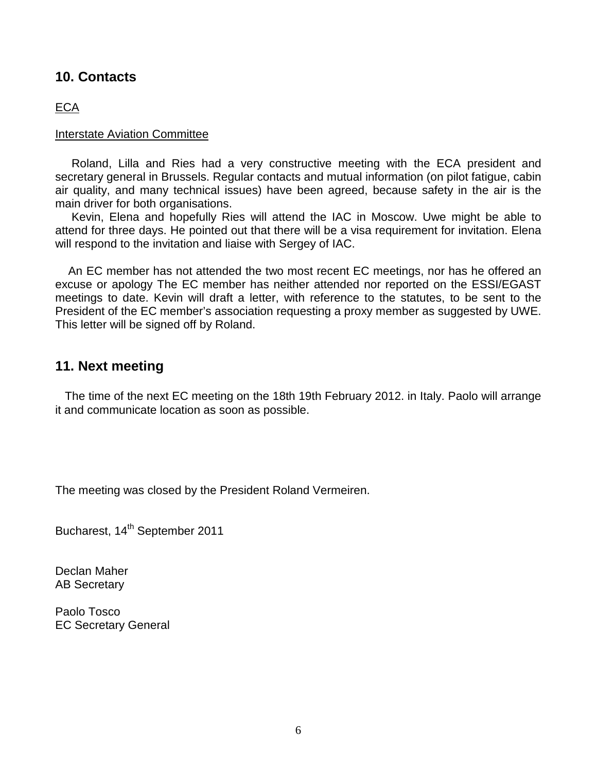## 10. Contacts

<u>ECA</u>

<u>Interstate Aviation Committee</u>

Roland, Lilla and Ries had a very constructive meeting with the ECA president and secretary general in Brussels. Regular contacts and mutual information (on pilot fatigue, cabin air quality, and many technical issues) have been agreed, because safety in the air is the main driver for both organisations.

Kevin, Elena and hopefully Ries will attend the IAC in Moscow. Uwe might be able to attend for three days. He pointed out that there will be a visa requirement for invitation. Elena will respond to the invitation and liaise with Sergey of IAC.

An EC member has not attended the two most recent EC meetings, nor has he offered an excuse or apology The EC member has neither attended nor reported on the ESSI/EGAST meetings to date. Kevin will draft a letter, with reference to the statutes, to be sent to the President of the EC member's association requesting a proxy member as suggested by UWE. This letter will be signed off by Roland.

## 11. Next meeting

The time of the next EC meeting on the 18th 19th February 2012. in Italy. Paolo will arrange it and communicate location as soon as possible.

The meeting was closed by the President Roland Vermeiren.

Bucharest, 14th September 2011

Declan Maher
AB Secretary

Paolo Tosco
EC Secretary General